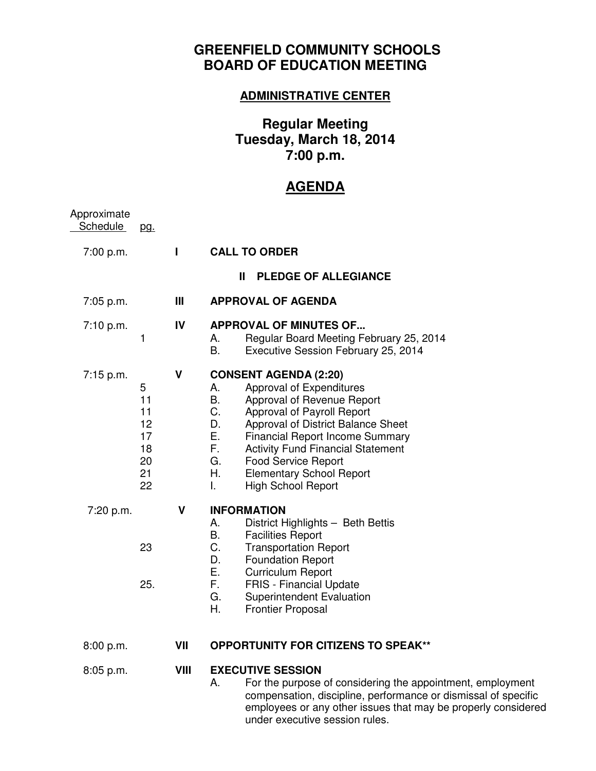# GREENFIELD COMMUNITY SCHOOLS
# BOARD OF EDUCATION MEETING

## ADMINISTRATIVE CENTER

## Regular Meeting
## Tuesday, March 18, 2014
## 7:00 p.m.

## AGENDA

| Approximate Schedule | pg. | | |
|---|---|---|---|
| 7:00 p.m. | | I | **CALL TO ORDER** |
| | | | II **PLEDGE OF ALLEGIANCE** |
| 7:05 p.m. | | III | **APPROVAL OF AGENDA** |
| 7:10 p.m. | | IV | **APPROVAL OF MINUTES OF...** |
| | 1 | | A. Regular Board Meeting February 25, 2014 |
| | | | B. Executive Session February 25, 2014 |
| 7:15 p.m. | | V | **CONSENT AGENDA (2:20)** |
| | 5 | | A. Approval of Expenditures |
| | 11 | | B. Approval of Revenue Report |
| | 11 | | C. Approval of Payroll Report |
| | 12 | | D. Approval of District Balance Sheet |
| | 17 | | E. Financial Report Income Summary |
| | 18 | | F. Activity Fund Financial Statement |
| | 20 | | G. Food Service Report |
| | 21 | | H. Elementary School Report |
| | 22 | | I. High School Report |
| 7:20 p.m. | | V | **INFORMATION** |
| | | | A. District Highlights – Beth Bettis |
| | | | B. Facilities Report |
| | 23 | | C. Transportation Report |
| | | | D. Foundation Report |
| | | | E. Curriculum Report |
| | 25. | | F. FRIS - Financial Update |
| | | | G. Superintendent Evaluation |
| | | | H. Frontier Proposal |
| 8:00 p.m. | | VII | **OPPORTUNITY FOR CITIZENS TO SPEAK**** |
| 8:05 p.m. | | VIII | **EXECUTIVE SESSION** |
| | | | A. For the purpose of considering the appointment, employment compensation, discipline, performance or dismissal of specific employees or any other issues that may be properly considered under executive session rules. |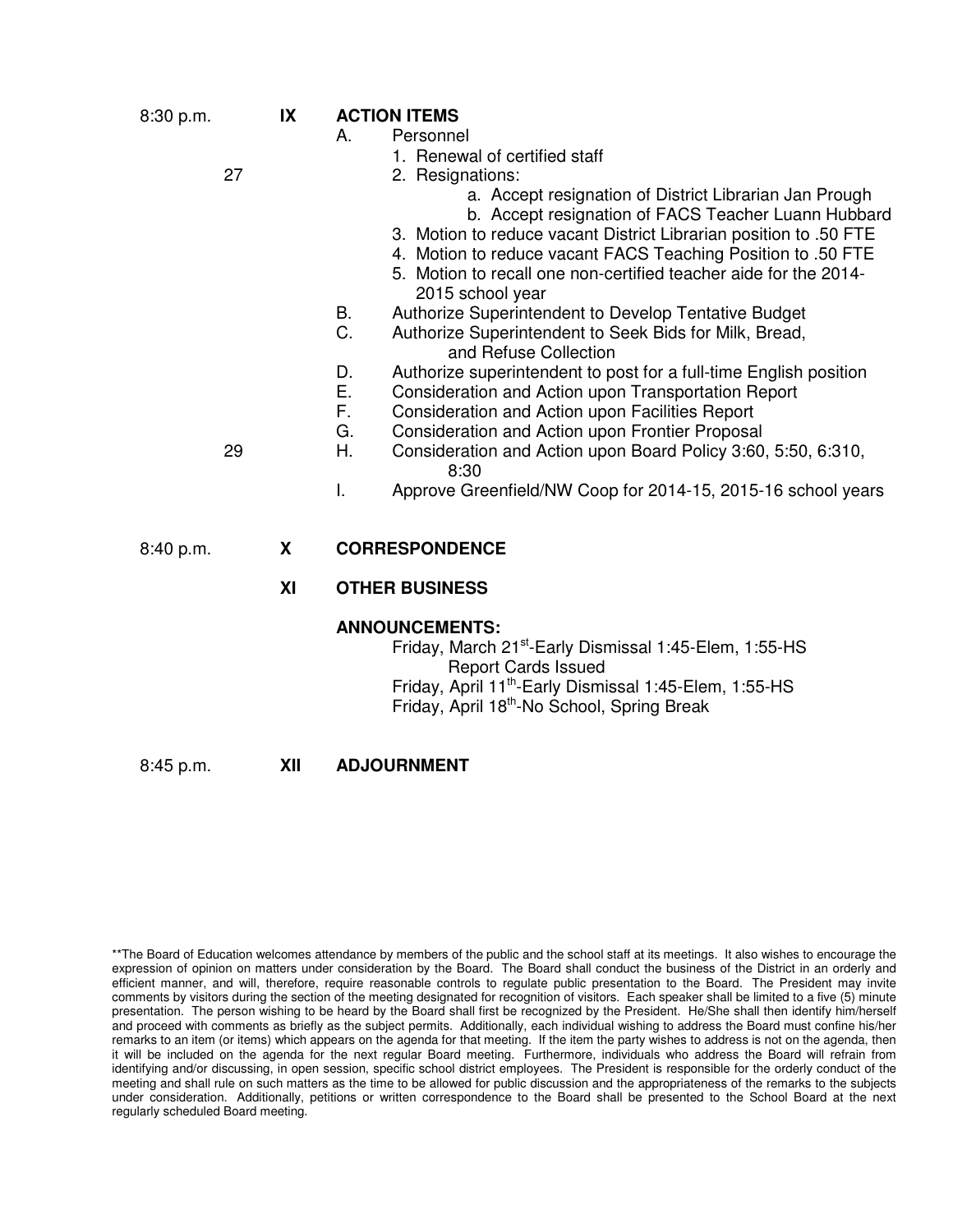8:30 p.m. **IX ACTION ITEMS**

A. Personnel
   1. Renewal of certified staff

27 2. Resignations:
      a. Accept resignation of District Librarian Jan Prough
      b. Accept resignation of FACS Teacher Luann Hubbard
   3. Motion to reduce vacant District Librarian position to .50 FTE
   4. Motion to reduce vacant FACS Teaching Position to .50 FTE
   5. Motion to recall one non-certified teacher aide for the 2014-2015 school year

B. Authorize Superintendent to Develop Tentative Budget

C. Authorize Superintendent to Seek Bids for Milk, Bread, and Refuse Collection

D. Authorize superintendent to post for a full-time English position

E. Consideration and Action upon Transportation Report

F. Consideration and Action upon Facilities Report

G. Consideration and Action upon Frontier Proposal

29 H. Consideration and Action upon Board Policy 3:60, 5:50, 6:310, 8:30

I. Approve Greenfield/NW Coop for 2014-15, 2015-16 school years

8:40 p.m. **X CORRESPONDENCE**

**XI OTHER BUSINESS**

**ANNOUNCEMENTS:**

Friday, March 21st-Early Dismissal 1:45-Elem, 1:55-HS
Report Cards Issued
Friday, April 11th-Early Dismissal 1:45-Elem, 1:55-HS
Friday, April 18th-No School, Spring Break

8:45 p.m. **XII ADJOURNMENT**

**The Board of Education welcomes attendance by members of the public and the school staff at its meetings. It also wishes to encourage the expression of opinion on matters under consideration by the Board. The Board shall conduct the business of the District in an orderly and efficient manner, and will, therefore, require reasonable controls to regulate public presentation to the Board. The President may invite comments by visitors during the section of the meeting designated for recognition of visitors. Each speaker shall be limited to a five (5) minute presentation. The person wishing to be heard by the Board shall first be recognized by the President. He/She shall then identify him/herself and proceed with comments as briefly as the subject permits. Additionally, each individual wishing to address the Board must confine his/her remarks to an item (or items) which appears on the agenda for that meeting. If the item the party wishes to address is not on the agenda, then it will be included on the agenda for the next regular Board meeting. Furthermore, individuals who address the Board will refrain from identifying and/or discussing, in open session, specific school district employees. The President is responsible for the orderly conduct of the meeting and shall rule on such matters as the time to be allowed for public discussion and the appropriateness of the remarks to the subjects under consideration. Additionally, petitions or written correspondence to the Board shall be presented to the School Board at the next regularly scheduled Board meeting.